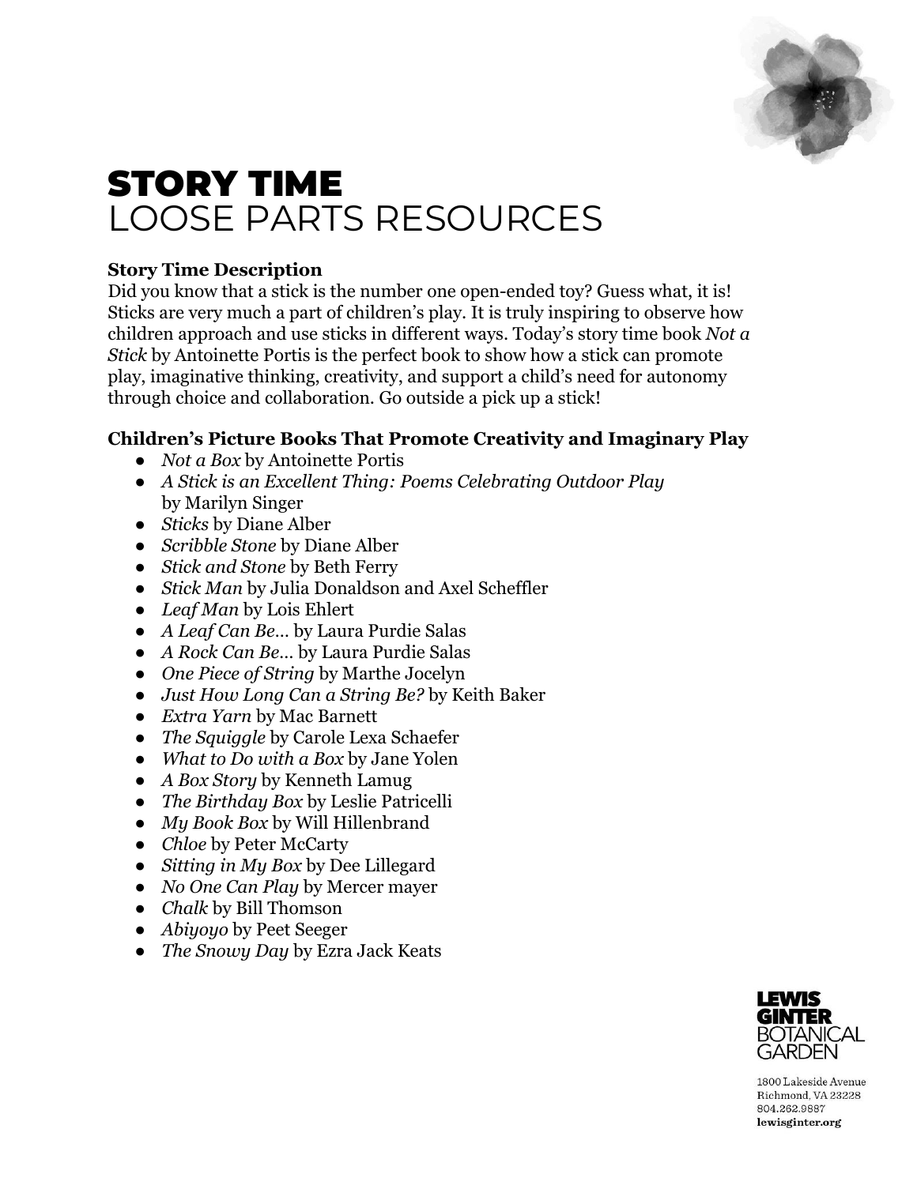# STORY TIME
## LOOSE PARTS RESOURCES

**Story Time Description**

Did you know that a stick is the number one open-ended toy? Guess what, it is! Sticks are very much a part of children's play. It is truly inspiring to observe how children approach and use sticks in different ways. Today's story time book *Not a Stick* by Antoinette Portis is the perfect book to show how a stick can promote play, imaginative thinking, creativity, and support a child's need for autonomy through choice and collaboration. Go outside a pick up a stick!

**Children's Picture Books That Promote Creativity and Imaginary Play**

- *Not a Box* by Antoinette Portis
- *A Stick is an Excellent Thing: Poems Celebrating Outdoor Play* by Marilyn Singer
- *Sticks* by Diane Alber
- *Scribble Stone* by Diane Alber
- *Stick and Stone* by Beth Ferry
- *Stick Man* by Julia Donaldson and Axel Scheffler
- *Leaf Man* by Lois Ehlert
- *A Leaf Can Be…* by Laura Purdie Salas
- *A Rock Can Be…* by Laura Purdie Salas
- *One Piece of String* by Marthe Jocelyn
- *Just How Long Can a String Be?* by Keith Baker
- *Extra Yarn* by Mac Barnett
- *The Squiggle* by Carole Lexa Schaefer
- *What to Do with a Box* by Jane Yolen
- *A Box Story* by Kenneth Lamug
- *The Birthday Box* by Leslie Patricelli
- *My Book Box* by Will Hillenbrand
- *Chloe* by Peter McCarty
- *Sitting in My Box* by Dee Lillegard
- *No One Can Play* by Mercer mayer
- *Chalk* by Bill Thomson
- *Abiyoyo* by Peet Seeger
- *The Snowy Day* by Ezra Jack Keats

**LEWIS GINTER BOTANICAL GARDEN**

1800 Lakeside Avenue
Richmond, VA 23228
804.262.9887
**lewisginter.org**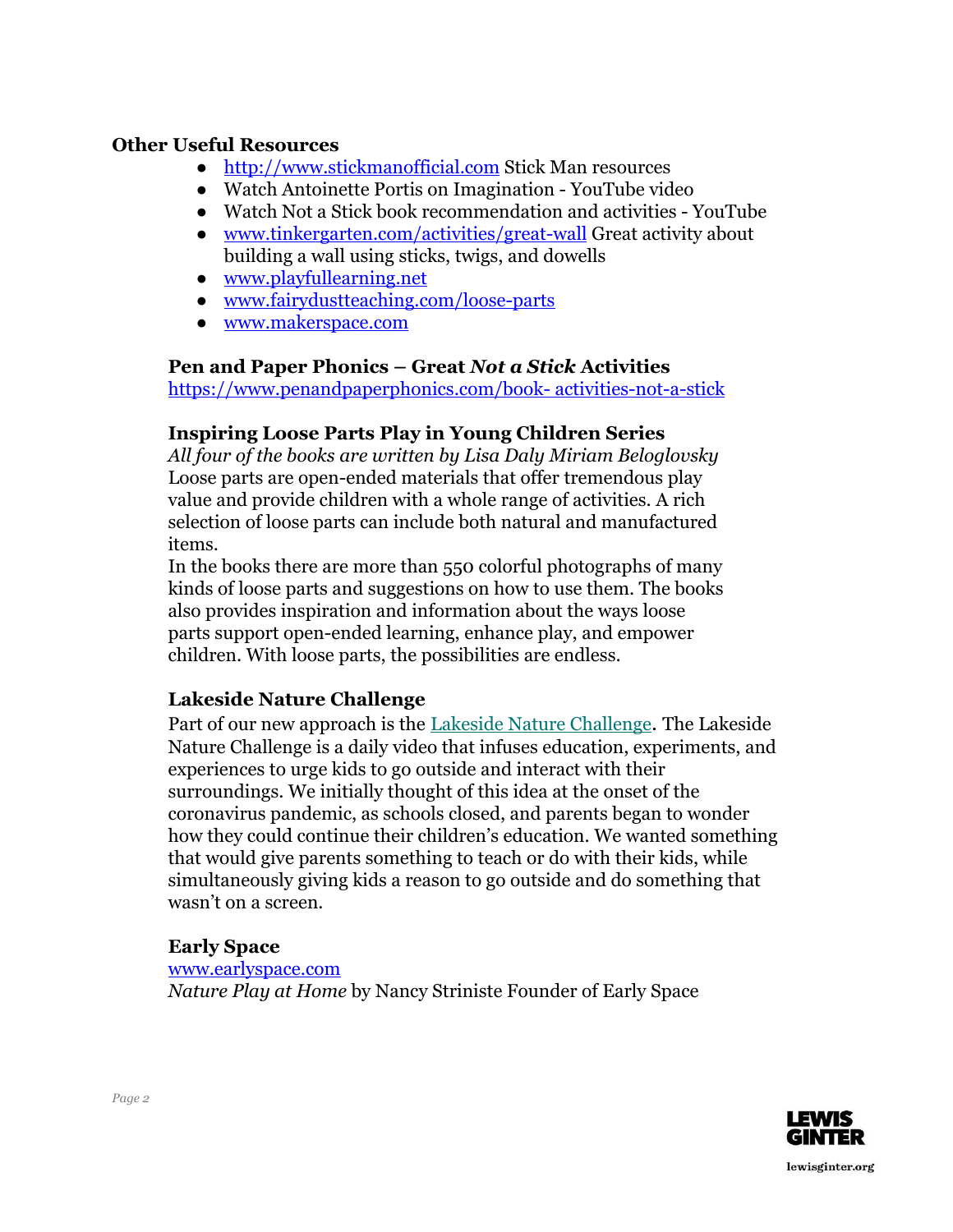**Other Useful Resources**

- http://www.stickmanofficial.com Stick Man resources
- Watch Antoinette Portis on Imagination - YouTube video
- Watch Not a Stick book recommendation and activities - YouTube
- www.tinkergarten.com/activities/great-wall Great activity about building a wall using sticks, twigs, and dowells
- www.playfullearning.net
- www.fairydustteaching.com/loose-parts
- www.makerspace.com

**Pen and Paper Phonics – Great *Not a Stick* Activities**
https://www.penandpaperphonics.com/book- activities-not-a-stick

**Inspiring Loose Parts Play in Young Children Series**
*All four of the books are written by Lisa Daly Miriam Beloglovsky*
Loose parts are open-ended materials that offer tremendous play value and provide children with a whole range of activities. A rich selection of loose parts can include both natural and manufactured items.
In the books there are more than 550 colorful photographs of many kinds of loose parts and suggestions on how to use them. The books also provides inspiration and information about the ways loose parts support open-ended learning, enhance play, and empower children. With loose parts, the possibilities are endless.

**Lakeside Nature Challenge**
Part of our new approach is the Lakeside Nature Challenge. The Lakeside Nature Challenge is a daily video that infuses education, experiments, and experiences to urge kids to go outside and interact with their surroundings. We initially thought of this idea at the onset of the coronavirus pandemic, as schools closed, and parents began to wonder how they could continue their children's education. We wanted something that would give parents something to teach or do with their kids, while simultaneously giving kids a reason to go outside and do something that wasn't on a screen.

**Early Space**
www.earlyspace.com
*Nature Play at Home* by Nancy Striniste Founder of Early Space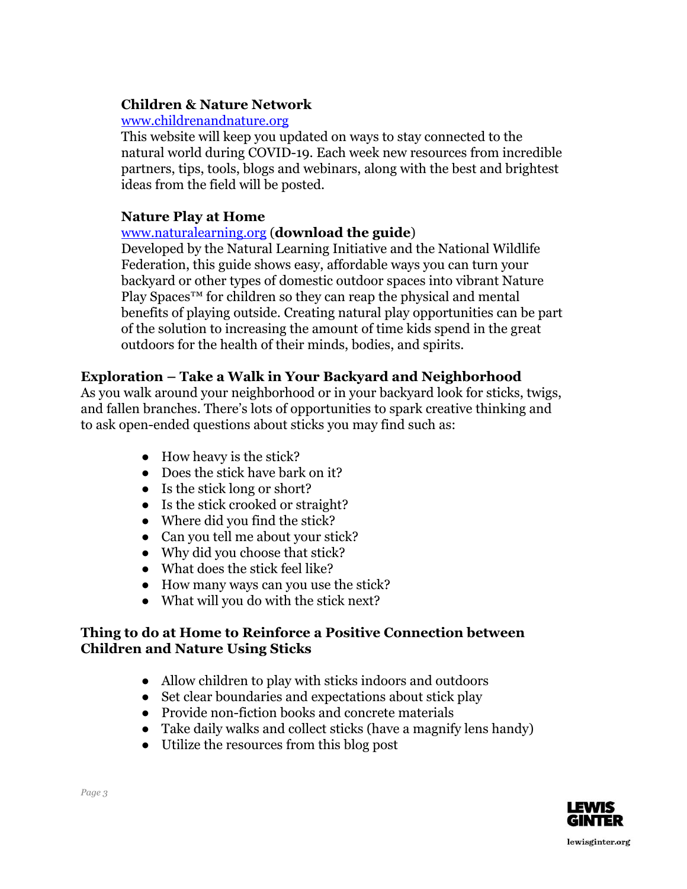**Children & Nature Network**
www.childrenandnature.org
This website will keep you updated on ways to stay connected to the natural world during COVID-19. Each week new resources from incredible partners, tips, tools, blogs and webinars, along with the best and brightest ideas from the field will be posted.

**Nature Play at Home**
www.naturalearning.org (**download the guide**)
Developed by the Natural Learning Initiative and the National Wildlife Federation, this guide shows easy, affordable ways you can turn your backyard or other types of domestic outdoor spaces into vibrant Nature Play Spaces™ for children so they can reap the physical and mental benefits of playing outside. Creating natural play opportunities can be part of the solution to increasing the amount of time kids spend in the great outdoors for the health of their minds, bodies, and spirits.

## Exploration – Take a Walk in Your Backyard and Neighborhood

As you walk around your neighborhood or in your backyard look for sticks, twigs, and fallen branches. There's lots of opportunities to spark creative thinking and to ask open-ended questions about sticks you may find such as:

- How heavy is the stick?
- Does the stick have bark on it?
- Is the stick long or short?
- Is the stick crooked or straight?
- Where did you find the stick?
- Can you tell me about your stick?
- Why did you choose that stick?
- What does the stick feel like?
- How many ways can you use the stick?
- What will you do with the stick next?

## Thing to do at Home to Reinforce a Positive Connection between Children and Nature Using Sticks

- Allow children to play with sticks indoors and outdoors
- Set clear boundaries and expectations about stick play
- Provide non-fiction books and concrete materials
- Take daily walks and collect sticks (have a magnify lens handy)
- Utilize the resources from this blog post